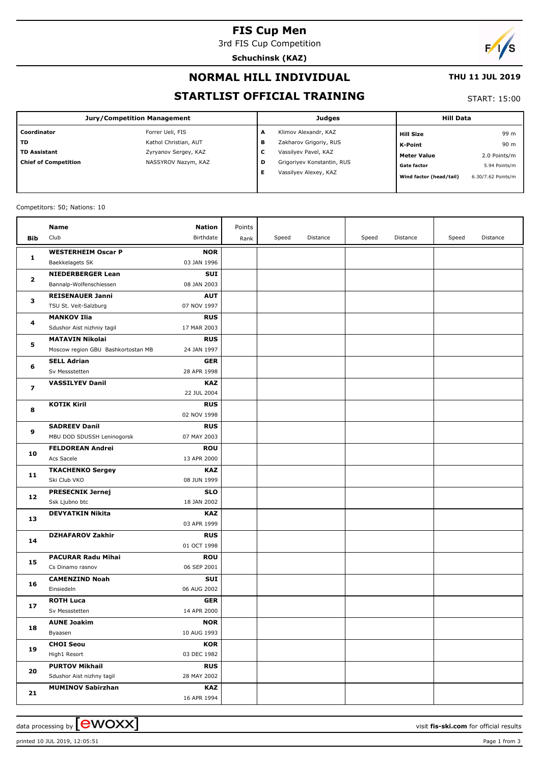# FIS Cup Men

3rd FIS Cup Competition

**Schuchinsk (KAZ)**

## NORMAL HILL INDIVIDUAL

**THU 11 JUL 2019**

## STARTLIST OFFICIAL TRAINING

START: 15:00

| Jury/Competition Management | | Judges | | Hill Data | |
|---|---|---|---|---|---|
| **Coordinator** | Forrer Ueli, FIS | **A** | Klimov Alexandr, KAZ | **Hill Size** | 99 m |
| **TD** | Kathol Christian, AUT | **B** | Zakharov Grigoriy, RUS | **K-Point** | 90 m |
| **TD Assistant** | Zyryanov Sergey, KAZ | **C** | Vassilyev Pavel, KAZ | **Meter Value** | 2.0 Points/m |
| **Chief of Competition** | NASSYROV Nazym, KAZ | **D** | Grigoriyev Konstantin, RUS | **Gate factor** | 5.94 Points/m |
| | | **E** | Vassilyev Alexey, KAZ | **Wind factor (head/tail)** | 6.30/7.62 Points/m |

Competitors: 50; Nations: 10

| Bib | Name / Club | Nation / Birthdate | Points / Rank | Speed | Distance | Speed | Distance | Speed | Distance |
|---|---|---|---|---|---|---|---|---|---|
| 1 | **WESTERHEIM Oscar P**<br>Baekkelagets SK | **NOR**<br>03 JAN 1996 | | | | | | | |
| 2 | **NIEDERBERGER Lean**<br>Bannalp-Wolfenschiessen | **SUI**<br>08 JAN 2003 | | | | | | | |
| 3 | **REISENAUER Janni**<br>TSU St. Veit-Salzburg | **AUT**<br>07 NOV 1997 | | | | | | | |
| 4 | **MANKOV Ilia**<br>Sdushor Aist nizhniy tagil | **RUS**<br>17 MAR 2003 | | | | | | | |
| 5 | **MATAVIN Nikolai**<br>Moscow region GBU Bashkortostan MB | **RUS**<br>24 JAN 1997 | | | | | | | |
| 6 | **SELL Adrian**<br>Sv Messstetten | **GER**<br>28 APR 1998 | | | | | | | |
| 7 | **VASSILYEV Danil** | **KAZ**<br>22 JUL 2004 | | | | | | | |
| 8 | **KOTIK Kiril** | **RUS**<br>02 NOV 1998 | | | | | | | |
| 9 | **SADREEV Danil**<br>MBU DOD SDUSSH Leninogorsk | **RUS**<br>07 MAY 2003 | | | | | | | |
| 10 | **FELDOREAN Andrei**<br>Acs Sacele | **ROU**<br>13 APR 2000 | | | | | | | |
| 11 | **TKACHENKO Sergey**<br>Ski Club VKO | **KAZ**<br>08 JUN 1999 | | | | | | | |
| 12 | **PRESECNIK Jernej**<br>Ssk Ljubno btc | **SLO**<br>18 JAN 2002 | | | | | | | |
| 13 | **DEVYATKIN Nikita** | **KAZ**<br>03 APR 1999 | | | | | | | |
| 14 | **DZHAFAROV Zakhir** | **RUS**<br>01 OCT 1998 | | | | | | | |
| 15 | **PACURAR Radu Mihai**<br>Cs Dinamo rasnov | **ROU**<br>06 SEP 2001 | | | | | | | |
| 16 | **CAMENZIND Noah**<br>Einsiedeln | **SUI**<br>06 AUG 2002 | | | | | | | |
| 17 | **ROTH Luca**<br>Sv Messstetten | **GER**<br>14 APR 2000 | | | | | | | |
| 18 | **AUNE Joakim**<br>Byaasen | **NOR**<br>10 AUG 1993 | | | | | | | |
| 19 | **CHOI Seou**<br>High1 Resort | **KOR**<br>03 DEC 1982 | | | | | | | |
| 20 | **PURTOV Mikhail**<br>Sdushor Aist nizhny tagil | **RUS**<br>28 MAY 2002 | | | | | | | |
| 21 | **MUMINOV Sabirzhan** | **KAZ**<br>16 APR 1994 | | | | | | | |

data processing by ewoxx — visit **fis-ski.com** for official results

printed 10 JUL 2019, 12:05:51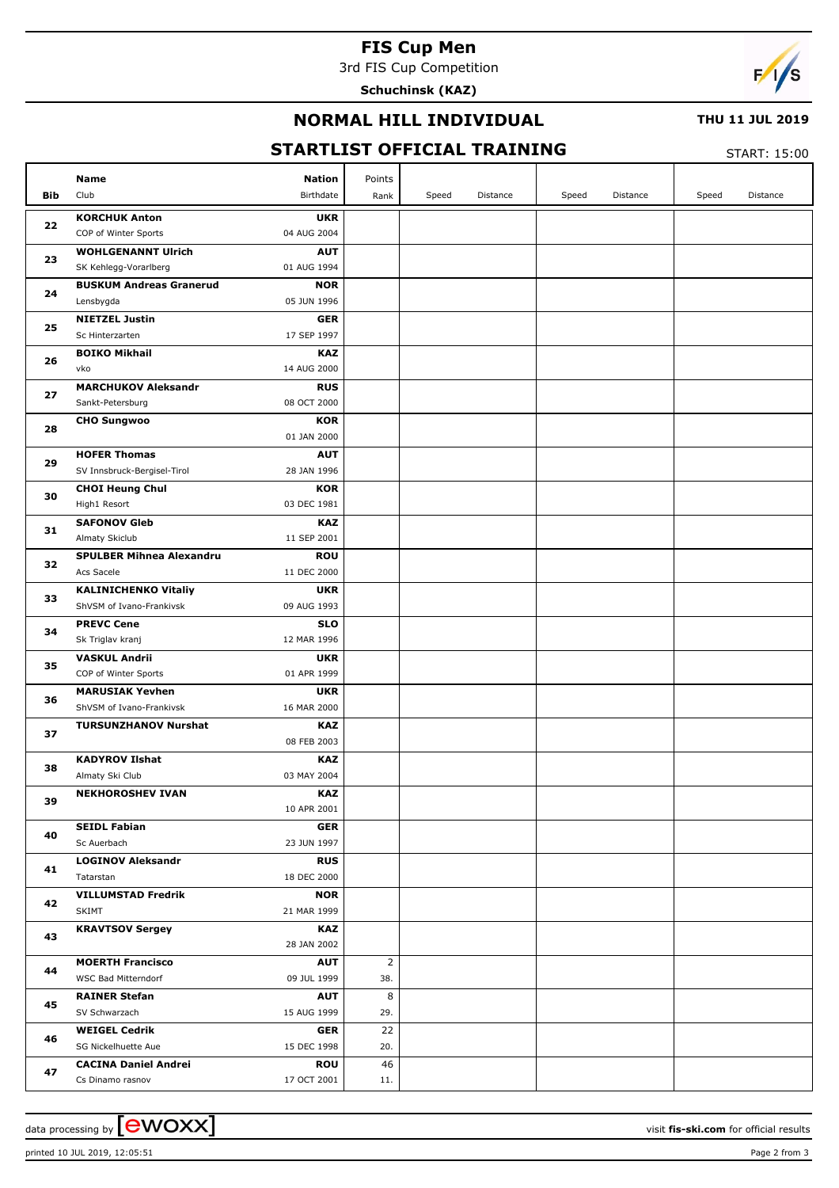# FIS Cup Men

3rd FIS Cup Competition

**Schuchinsk (KAZ)**

## NORMAL HILL INDIVIDUAL

**THU 11 JUL 2019**

## STARTLIST OFFICIAL TRAINING

START: 15:00

| Bib | Name / Club | Nation / Birthdate | Points / Rank | Speed | Distance | Speed | Distance | Speed | Distance |
|---|---|---|---|---|---|---|---|---|---|
| 22 | **KORCHUK Anton** COP of Winter Sports | **UKR** 04 AUG 2004 | | | | | | | |
| 23 | **WOHLGENANNT Ulrich** SK Kehlegg-Vorarlberg | **AUT** 01 AUG 1994 | | | | | | | |
| 24 | **BUSKUM Andreas Granerud** Lensbygda | **NOR** 05 JUN 1996 | | | | | | | |
| 25 | **NIETZEL Justin** Sc Hinterzarten | **GER** 17 SEP 1997 | | | | | | | |
| 26 | **BOIKO Mikhail** vko | **KAZ** 14 AUG 2000 | | | | | | | |
| 27 | **MARCHUKOV Aleksandr** Sankt-Petersburg | **RUS** 08 OCT 2000 | | | | | | | |
| 28 | **CHO Sungwoo** | **KOR** 01 JAN 2000 | | | | | | | |
| 29 | **HOFER Thomas** SV Innsbruck-Bergisel-Tirol | **AUT** 28 JAN 1996 | | | | | | | |
| 30 | **CHOI Heung Chul** High1 Resort | **KOR** 03 DEC 1981 | | | | | | | |
| 31 | **SAFONOV Gleb** Almaty Skiclub | **KAZ** 11 SEP 2001 | | | | | | | |
| 32 | **SPULBER Mihnea Alexandru** Acs Sacele | **ROU** 11 DEC 2000 | | | | | | | |
| 33 | **KALINICHENKO Vitaliy** ShVSM of Ivano-Frankivsk | **UKR** 09 AUG 1993 | | | | | | | |
| 34 | **PREVC Cene** Sk Triglav kranj | **SLO** 12 MAR 1996 | | | | | | | |
| 35 | **VASKUL Andrii** COP of Winter Sports | **UKR** 01 APR 1999 | | | | | | | |
| 36 | **MARUSIAK Yevhen** ShVSM of Ivano-Frankivsk | **UKR** 16 MAR 2000 | | | | | | | |
| 37 | **TURSUNZHANOV Nurshat** | **KAZ** 08 FEB 2003 | | | | | | | |
| 38 | **KADYROV Ilshat** Almaty Ski Club | **KAZ** 03 MAY 2004 | | | | | | | |
| 39 | **NEKHOROSHEV IVAN** | **KAZ** 10 APR 2001 | | | | | | | |
| 40 | **SEIDL Fabian** Sc Auerbach | **GER** 23 JUN 1997 | | | | | | | |
| 41 | **LOGINOV Aleksandr** Tatarstan | **RUS** 18 DEC 2000 | | | | | | | |
| 42 | **VILLUMSTAD Fredrik** SKIMT | **NOR** 21 MAR 1999 | | | | | | | |
| 43 | **KRAVTSOV Sergey** | **KAZ** 28 JAN 2002 | | | | | | | |
| 44 | **MOERTH Francisco** WSC Bad Mitterndorf | **AUT** 09 JUL 1999 | 2 38. | | | | | | |
| 45 | **RAINER Stefan** SV Schwarzach | **AUT** 15 AUG 1999 | 8 29. | | | | | | |
| 46 | **WEIGEL Cedrik** SG Nickelhuette Aue | **GER** 15 DEC 1998 | 22 20. | | | | | | |
| 47 | **CACINA Daniel Andrei** Cs Dinamo rasnov | **ROU** 17 OCT 2001 | 46 11. | | | | | | |

data processing by ewoxx — visit fis-ski.com for official results

printed 10 JUL 2019, 12:05:51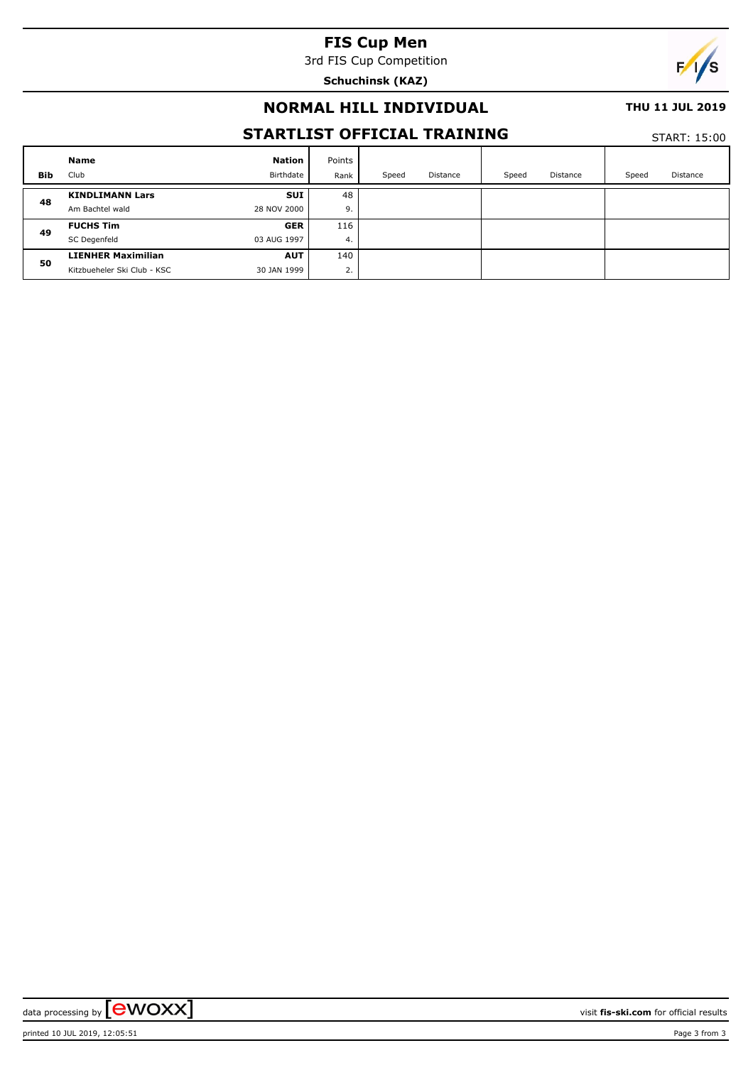# FIS Cup Men

3rd FIS Cup Competition

**Schuchinsk (KAZ)**

## NORMAL HILL INDIVIDUAL

**THU 11 JUL 2019**

## STARTLIST OFFICIAL TRAINING

START: 15:00

| Bib | Name / Club | Nation / Birthdate | Points / Rank | Speed | Distance | Speed | Distance | Speed | Distance |
|---|---|---|---|---|---|---|---|---|---|
| 48 | **KINDLIMANN Lars**<br>Am Bachtel wald | **SUI**<br>28 NOV 2000 | 48<br>9. | | | | | | |
| 49 | **FUCHS Tim**<br>SC Degenfeld | **GER**<br>03 AUG 1997 | 116<br>4. | | | | | | |
| 50 | **LIENHER Maximilian**<br>Kitzbueheler Ski Club - KSC | **AUT**<br>30 JAN 1999 | 140<br>2. | | | | | | |

data processing by [ewoxx]

visit **fis-ski.com** for official results

printed 10 JUL 2019, 12:05:51